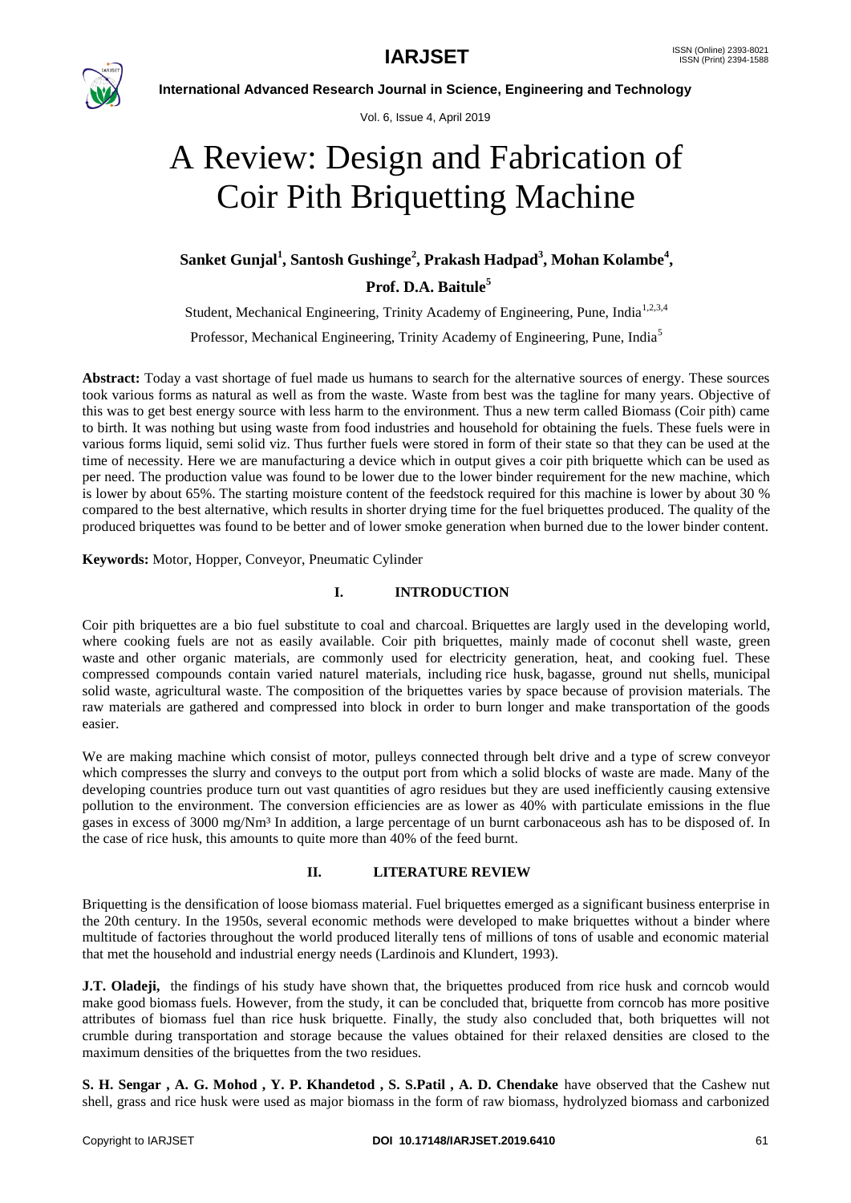# A Review: Design and Fabrication of Coir Pith Briquetting Machine

**Sanket Gunjal[1], Santosh Gushinge[2], Prakash Hadpad[3], Mohan Kolambe[4], Prof. D.A. Baitule[5]**

Student, Mechanical Engineering, Trinity Academy of Engineering, Pune, India[1,2,3,4]

Professor, Mechanical Engineering, Trinity Academy of Engineering, Pune, India[5]

**Abstract:** Today a vast shortage of fuel made us humans to search for the alternative sources of energy. These sources took various forms as natural as well as from the waste. Waste from best was the tagline for many years. Objective of this was to get best energy source with less harm to the environment. Thus a new term called Biomass (Coir pith) came to birth. It was nothing but using waste from food industries and household for obtaining the fuels. These fuels were in various forms liquid, semi solid viz. Thus further fuels were stored in form of their state so that they can be used at the time of necessity. Here we are manufacturing a device which in output gives a coir pith briquette which can be used as per need. The production value was found to be lower due to the lower binder requirement for the new machine, which is lower by about 65%. The starting moisture content of the feedstock required for this machine is lower by about 30 % compared to the best alternative, which results in shorter drying time for the fuel briquettes produced. The quality of the produced briquettes was found to be better and of lower smoke generation when burned due to the lower binder content.

**Keywords:** Motor, Hopper, Conveyor, Pneumatic Cylinder

## I. INTRODUCTION

Coir pith briquettes are a bio fuel substitute to coal and charcoal. Briquettes are largely used in the developing world, where cooking fuels are not as easily available. Coir pith briquettes, mainly made of coconut shell waste, green waste and other organic materials, are commonly used for electricity generation, heat, and cooking fuel. These compressed compounds contain varied naturel materials, including rice husk, bagasse, ground nut shells, municipal solid waste, agricultural waste. The composition of the briquettes varies by space because of provision materials. The raw materials are gathered and compressed into block in order to burn longer and make transportation of the goods easier.

We are making machine which consist of motor, pulleys connected through belt drive and a type of screw conveyor which compresses the slurry and conveys to the output port from which a solid blocks of waste are made. Many of the developing countries produce turn out vast quantities of agro residues but they are used inefficiently causing extensive pollution to the environment. The conversion efficiencies are as lower as 40% with particulate emissions in the flue gases in excess of 3000 mg/Nm³ In addition, a large percentage of un burnt carbonaceous ash has to be disposed of. In the case of rice husk, this amounts to quite more than 40% of the feed burnt.

## II. LITERATURE REVIEW

Briquetting is the densification of loose biomass material. Fuel briquettes emerged as a significant business enterprise in the 20th century. In the 1950s, several economic methods were developed to make briquettes without a binder where multitude of factories throughout the world produced literally tens of millions of tons of usable and economic material that met the household and industrial energy needs (Lardinois and Klundert, 1993).

**J.T. Oladeji,** the findings of his study have shown that, the briquettes produced from rice husk and corncob would make good biomass fuels. However, from the study, it can be concluded that, briquette from corncob has more positive attributes of biomass fuel than rice husk briquette. Finally, the study also concluded that, both briquettes will not crumble during transportation and storage because the values obtained for their relaxed densities are closed to the maximum densities of the briquettes from the two residues.

**S. H. Sengar , A. G. Mohod , Y. P. Khandetod , S. S.Patil , A. D. Chendake** have observed that the Cashew nut shell, grass and rice husk were used as major biomass in the form of raw biomass, hydrolyzed biomass and carbonized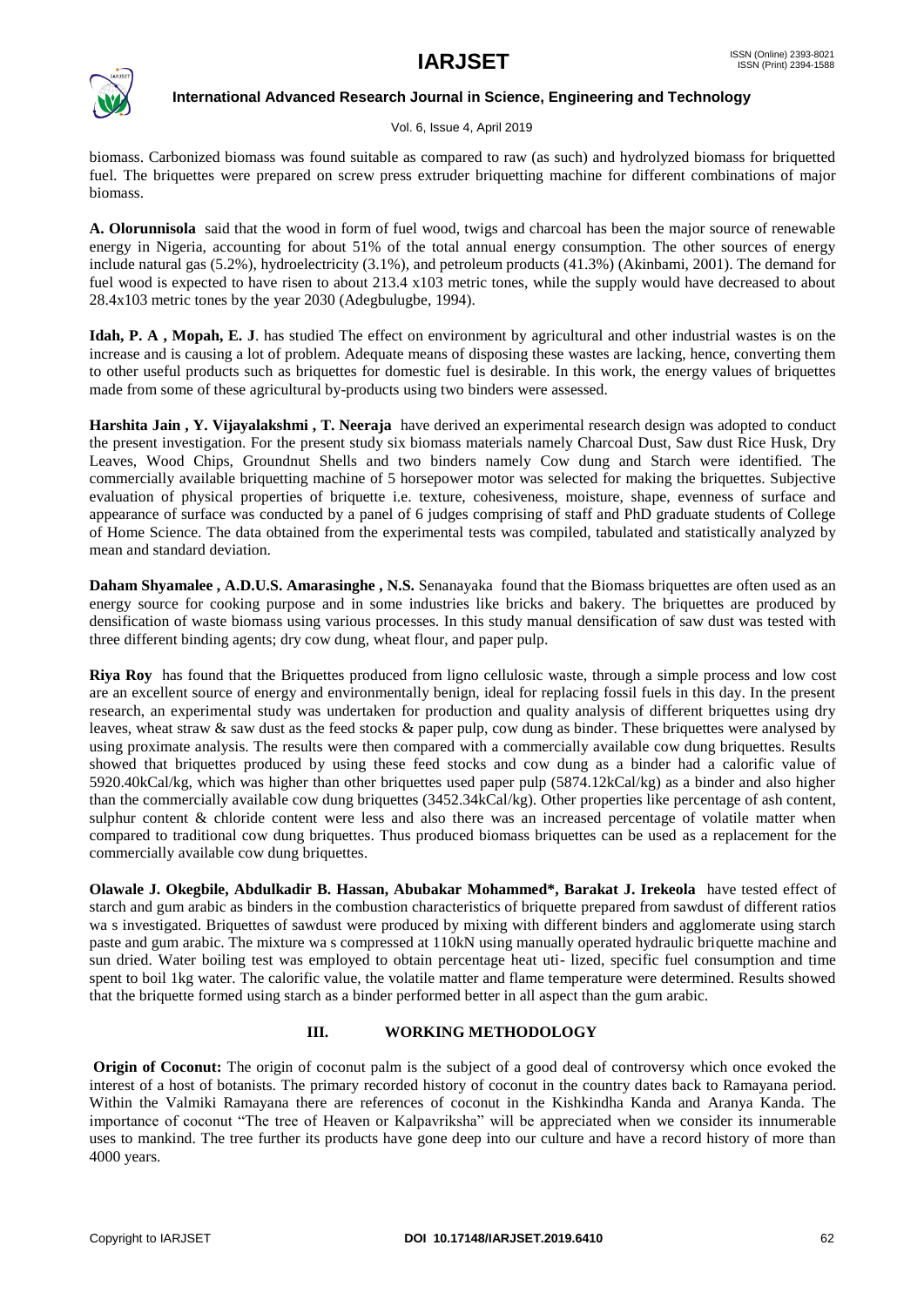biomass. Carbonized biomass was found suitable as compared to raw (as such) and hydrolyzed biomass for briquetted fuel. The briquettes were prepared on screw press extruder briquetting machine for different combinations of major biomass.

**A. Olorunnisola** said that the wood in form of fuel wood, twigs and charcoal has been the major source of renewable energy in Nigeria, accounting for about 51% of the total annual energy consumption. The other sources of energy include natural gas (5.2%), hydroelectricity (3.1%), and petroleum products (41.3%) (Akinbami, 2001). The demand for fuel wood is expected to have risen to about 213.4 x103 metric tones, while the supply would have decreased to about 28.4x103 metric tones by the year 2030 (Adegbulugbe, 1994).

**Idah, P. A , Mopah, E. J**. has studied The effect on environment by agricultural and other industrial wastes is on the increase and is causing a lot of problem. Adequate means of disposing these wastes are lacking, hence, converting them to other useful products such as briquettes for domestic fuel is desirable. In this work, the energy values of briquettes made from some of these agricultural by-products using two binders were assessed.

**Harshita Jain , Y. Vijayalakshmi , T. Neeraja** have derived an experimental research design was adopted to conduct the present investigation. For the present study six biomass materials namely Charcoal Dust, Saw dust Rice Husk, Dry Leaves, Wood Chips, Groundnut Shells and two binders namely Cow dung and Starch were identified. The commercially available briquetting machine of 5 horsepower motor was selected for making the briquettes. Subjective evaluation of physical properties of briquette i.e. texture, cohesiveness, moisture, shape, evenness of surface and appearance of surface was conducted by a panel of 6 judges comprising of staff and PhD graduate students of College of Home Science. The data obtained from the experimental tests was compiled, tabulated and statistically analyzed by mean and standard deviation.

**Daham Shyamalee , A.D.U.S. Amarasinghe , N.S.** Senanayaka found that the Biomass briquettes are often used as an energy source for cooking purpose and in some industries like bricks and bakery. The briquettes are produced by densification of waste biomass using various processes. In this study manual densification of saw dust was tested with three different binding agents; dry cow dung, wheat flour, and paper pulp.

**Riya Roy** has found that the Briquettes produced from ligno cellulosic waste, through a simple process and low cost are an excellent source of energy and environmentally benign, ideal for replacing fossil fuels in this day. In the present research, an experimental study was undertaken for production and quality analysis of different briquettes using dry leaves, wheat straw & saw dust as the feed stocks & paper pulp, cow dung as binder. These briquettes were analysed by using proximate analysis. The results were then compared with a commercially available cow dung briquettes. Results showed that briquettes produced by using these feed stocks and cow dung as a binder had a calorific value of 5920.40kCal/kg, which was higher than other briquettes used paper pulp (5874.12kCal/kg) as a binder and also higher than the commercially available cow dung briquettes (3452.34kCal/kg). Other properties like percentage of ash content, sulphur content & chloride content were less and also there was an increased percentage of volatile matter when compared to traditional cow dung briquettes. Thus produced biomass briquettes can be used as a replacement for the commercially available cow dung briquettes.

**Olawale J. Okegbile, Abdulkadir B. Hassan, Abubakar Mohammed\*, Barakat J. Irekeola** have tested effect of starch and gum arabic as binders in the combustion characteristics of briquette prepared from sawdust of different ratios wa s investigated. Briquettes of sawdust were produced by mixing with different binders and agglomerate using starch paste and gum arabic. The mixture wa s compressed at 110kN using manually operated hydraulic briquette machine and sun dried. Water boiling test was employed to obtain percentage heat uti- lized, specific fuel consumption and time spent to boil 1kg water. The calorific value, the volatile matter and flame temperature were determined. Results showed that the briquette formed using starch as a binder performed better in all aspect than the gum arabic.

## III. WORKING METHODOLOGY

**Origin of Coconut:** The origin of coconut palm is the subject of a good deal of controversy which once evoked the interest of a host of botanists. The primary recorded history of coconut in the country dates back to Ramayana period. Within the Valmiki Ramayana there are references of coconut in the Kishkindha Kanda and Aranya Kanda. The importance of coconut "The tree of Heaven or Kalpavriksha" will be appreciated when we consider its innumerable uses to mankind. The tree further its products have gone deep into our culture and have a record history of more than 4000 years.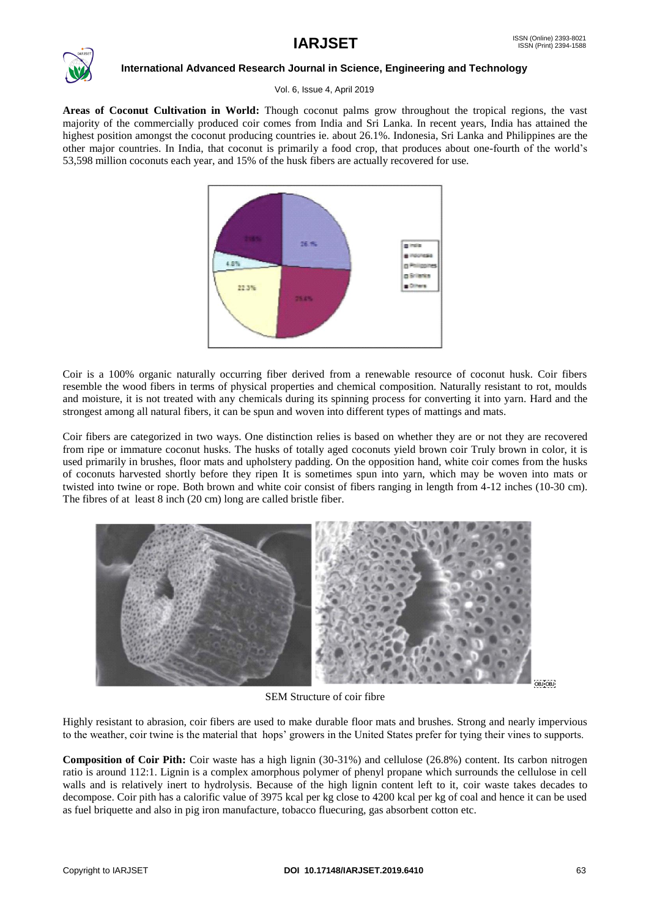**Areas of Coconut Cultivation in World:** Though coconut palms grow throughout the tropical regions, the vast majority of the commercially produced coir comes from India and Sri Lanka. In recent years, India has attained the highest position amongst the coconut producing countries ie. about 26.1%. Indonesia, Sri Lanka and Philippines are the other major countries. In India, that coconut is primarily a food crop, that produces about one-fourth of the world's 53,598 million coconuts each year, and 15% of the husk fibers are actually recovered for use.

Coir is a 100% organic naturally occurring fiber derived from a renewable resource of coconut husk. Coir fibers resemble the wood fibers in terms of physical properties and chemical composition. Naturally resistant to rot, moulds and moisture, it is not treated with any chemicals during its spinning process for converting it into yarn. Hard and the strongest among all natural fibers, it can be spun and woven into different types of mattings and mats.

Coir fibers are categorized in two ways. One distinction relies is based on whether they are or not they are recovered from ripe or immature coconut husks. The husks of totally aged coconuts yield brown coir Truly brown in color, it is used primarily in brushes, floor mats and upholstery padding. On the opposition hand, white coir comes from the husks of coconuts harvested shortly before they ripen It is sometimes spun into yarn, which may be woven into mats or twisted into twine or rope. Both brown and white coir consist of fibers ranging in length from 4-12 inches (10-30 cm). The fibres of at least 8 inch (20 cm) long are called bristle fiber.

SEM Structure of coir fibre

Highly resistant to abrasion, coir fibers are used to make durable floor mats and brushes. Strong and nearly impervious to the weather, coir twine is the material that hops' growers in the United States prefer for tying their vines to supports.

**Composition of Coir Pith:** Coir waste has a high lignin (30-31%) and cellulose (26.8%) content. Its carbon nitrogen ratio is around 112:1. Lignin is a complex amorphous polymer of phenyl propane which surrounds the cellulose in cell walls and is relatively inert to hydrolysis. Because of the high lignin content left to it, coir waste takes decades to decompose. Coir pith has a calorific value of 3975 kcal per kg close to 4200 kcal per kg of coal and hence it can be used as fuel briquette and also in pig iron manufacture, tobacco fluecuring, gas absorbent cotton etc.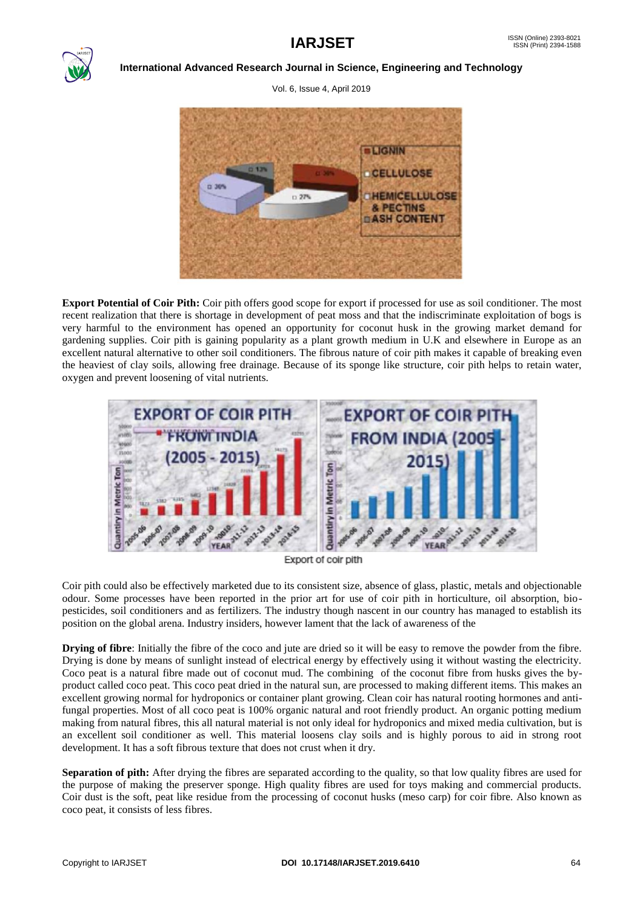**Export Potential of Coir Pith:** Coir pith offers good scope for export if processed for use as soil conditioner. The most recent realization that there is shortage in development of peat moss and that the indiscriminate exploitation of bogs is very harmful to the environment has opened an opportunity for coconut husk in the growing market demand for gardening supplies. Coir pith is gaining popularity as a plant growth medium in U.K and elsewhere in Europe as an excellent natural alternative to other soil conditioners. The fibrous nature of coir pith makes it capable of breaking even the heaviest of clay soils, allowing free drainage. Because of its sponge like structure, coir pith helps to retain water, oxygen and prevent loosening of vital nutrients.

Export of coir pith

Coir pith could also be effectively marketed due to its consistent size, absence of glass, plastic, metals and objectionable odour. Some processes have been reported in the prior art for use of coir pith in horticulture, oil absorption, bio-pesticides, soil conditioners and as fertilizers. The industry though nascent in our country has managed to establish its position on the global arena. Industry insiders, however lament that the lack of awareness of the

**Drying of fibre**: Initially the fibre of the coco and jute are dried so it will be easy to remove the powder from the fibre. Drying is done by means of sunlight instead of electrical energy by effectively using it without wasting the electricity. Coco peat is a natural fibre made out of coconut mud. The combining of the coconut fibre from husks gives the by-product called coco peat. This coco peat dried in the natural sun, are processed to making different items. This makes an excellent growing normal for hydroponics or container plant growing. Clean coir has natural rooting hormones and anti-fungal properties. Most of all coco peat is 100% organic natural and root friendly product. An organic potting medium making from natural fibres, this all natural material is not only ideal for hydroponics and mixed media cultivation, but is an excellent soil conditioner as well. This material loosens clay soils and is highly porous to aid in strong root development. It has a soft fibrous texture that does not crust when it dry.

**Separation of pith:** After drying the fibres are separated according to the quality, so that low quality fibres are used for the purpose of making the preserver sponge. High quality fibres are used for toys making and commercial products. Coir dust is the soft, peat like residue from the processing of coconut husks (meso carp) for coir fibre. Also known as coco peat, it consists of less fibres.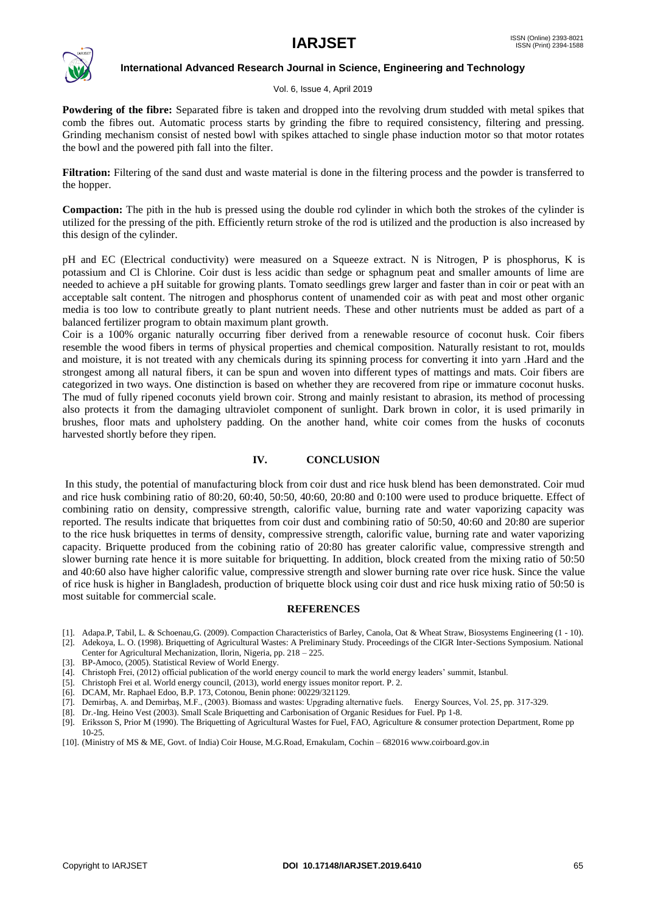**Powdering of the fibre:** Separated fibre is taken and dropped into the revolving drum studded with metal spikes that comb the fibres out. Automatic process starts by grinding the fibre to required consistency, filtering and pressing. Grinding mechanism consist of nested bowl with spikes attached to single phase induction motor so that motor rotates the bowl and the powered pith fall into the filter.

**Filtration:** Filtering of the sand dust and waste material is done in the filtering process and the powder is transferred to the hopper.

**Compaction:** The pith in the hub is pressed using the double rod cylinder in which both the strokes of the cylinder is utilized for the pressing of the pith. Efficiently return stroke of the rod is utilized and the production is also increased by this design of the cylinder.

pH and EC (Electrical conductivity) were measured on a Squeeze extract. N is Nitrogen, P is phosphorus, K is potassium and Cl is Chlorine. Coir dust is less acidic than sedge or sphagnum peat and smaller amounts of lime are needed to achieve a pH suitable for growing plants. Tomato seedlings grew larger and faster than in coir or peat with an acceptable salt content. The nitrogen and phosphorus content of unamended coir as with peat and most other organic media is too low to contribute greatly to plant nutrient needs. These and other nutrients must be added as part of a balanced fertilizer program to obtain maximum plant growth.

Coir is a 100% organic naturally occurring fiber derived from a renewable resource of coconut husk. Coir fibers resemble the wood fibers in terms of physical properties and chemical composition. Naturally resistant to rot, moulds and moisture, it is not treated with any chemicals during its spinning process for converting it into yarn .Hard and the strongest among all natural fibers, it can be spun and woven into different types of mattings and mats. Coir fibers are categorized in two ways. One distinction is based on whether they are recovered from ripe or immature coconut husks. The mud of fully ripened coconuts yield brown coir. Strong and mainly resistant to abrasion, its method of processing also protects it from the damaging ultraviolet component of sunlight. Dark brown in color, it is used primarily in brushes, floor mats and upholstery padding. On the another hand, white coir comes from the husks of coconuts harvested shortly before they ripen.

## IV. CONCLUSION

In this study, the potential of manufacturing block from coir dust and rice husk blend has been demonstrated. Coir mud and rice husk combining ratio of 80:20, 60:40, 50:50, 40:60, 20:80 and 0:100 were used to produce briquette. Effect of combining ratio on density, compressive strength, calorific value, burning rate and water vaporizing capacity was reported. The results indicate that briquettes from coir dust and combining ratio of 50:50, 40:60 and 20:80 are superior to the rice husk briquettes in terms of density, compressive strength, calorific value, burning rate and water vaporizing capacity. Briquette produced from the cobining ratio of 20:80 has greater calorific value, compressive strength and slower burning rate hence it is more suitable for briquetting. In addition, block created from the mixing ratio of 50:50 and 40:60 also have higher calorific value, compressive strength and slower burning rate over rice husk. Since the value of rice husk is higher in Bangladesh, production of briquette block using coir dust and rice husk mixing ratio of 50:50 is most suitable for commercial scale.

## REFERENCES

[1]. Adapa.P, Tabil, L. & Schoenau,G. (2009). Compaction Characteristics of Barley, Canola, Oat & Wheat Straw, Biosystems Engineering (1 - 10).

[2]. Adekoya, L. O. (1998). Briquetting of Agricultural Wastes: A Preliminary Study. Proceedings of the CIGR Inter-Sections Symposium. National Center for Agricultural Mechanization, Ilorin, Nigeria, pp. 218 – 225.

[3]. BP-Amoco, (2005). Statistical Review of World Energy.

[4]. Christoph Frei, (2012) official publication of the world energy council to mark the world energy leaders' summit, Istanbul.

[5]. Christoph Frei et al. World energy council, (2013), world energy issues monitor report. P. 2.

[6]. DCAM, Mr. Raphael Edoo, B.P. 173, Cotonou, Benin phone: 00229/321129.

[7]. Demirbaş, A. and Demirbaş, M.F., (2003). Biomass and wastes: Upgrading alternative fuels. Energy Sources, Vol. 25, pp. 317-329.

[8]. Dr.-Ing. Heino Vest (2003). Small Scale Briquetting and Carbonisation of Organic Residues for Fuel. Pp 1-8.

[9]. Eriksson S, Prior M (1990). The Briquetting of Agricultural Wastes for Fuel, FAO, Agriculture & consumer protection Department, Rome pp 10-25.

[10]. (Ministry of MS & ME, Govt. of India) Coir House, M.G.Road, Ernakulam, Cochin – 682016 www.coirboard.gov.in